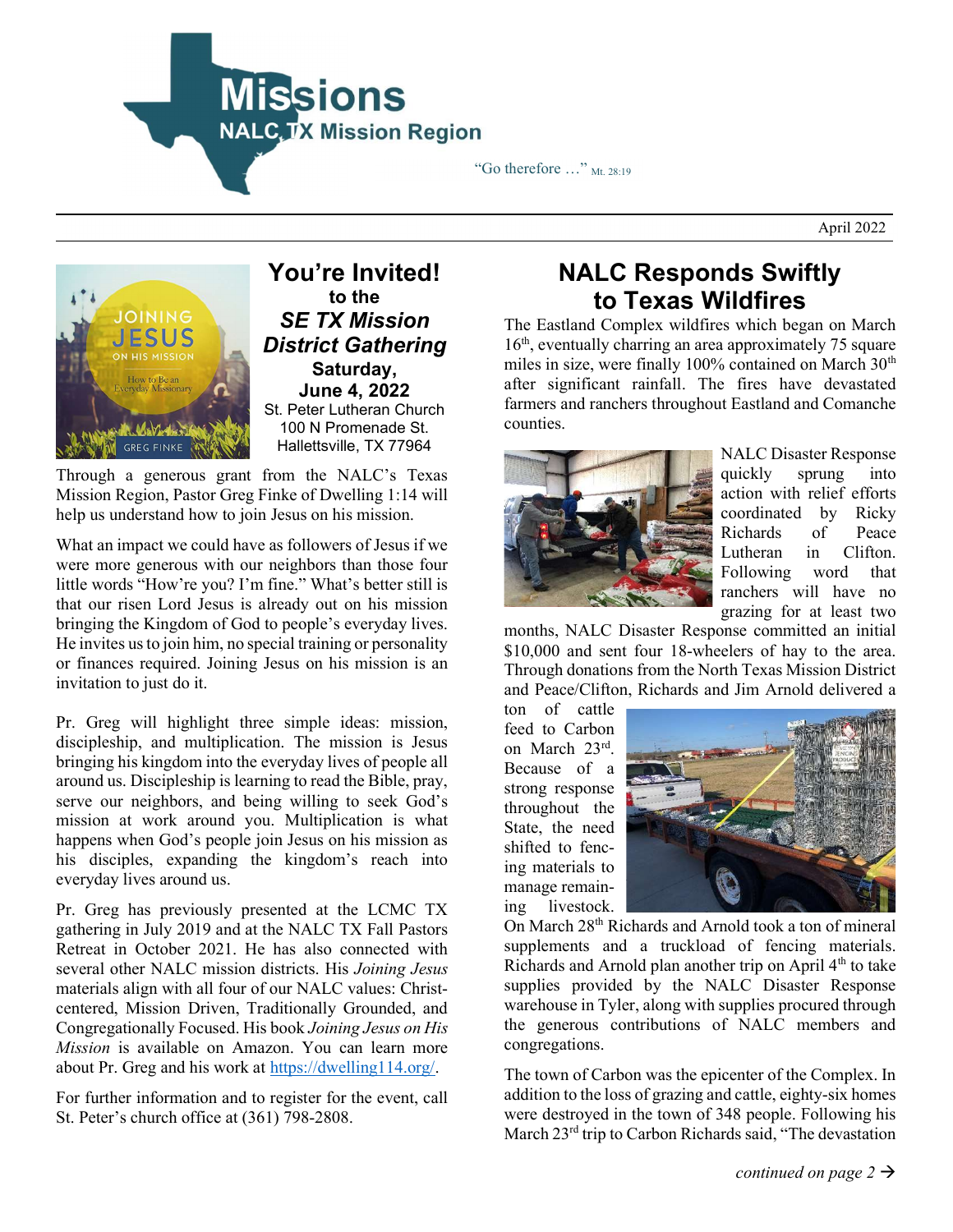# Missions

NALC TX Mission Region

"Go therefore …" Mt. 28:19

April 2022

## You're Invited!

**to the**

***SE TX Mission District Gathering***

**Saturday, June 4, 2022**

St. Peter Lutheran Church
100 N Promenade St.
Hallettsville, TX 77964

Through a generous grant from the NALC's Texas Mission Region, Pastor Greg Finke of Dwelling 1:14 will help us understand how to join Jesus on his mission.

What an impact we could have as followers of Jesus if we were more generous with our neighbors than those four little words "How're you? I'm fine." What's better still is that our risen Lord Jesus is already out on his mission bringing the Kingdom of God to people's everyday lives. He invites us to join him, no special training or personality or finances required. Joining Jesus on his mission is an invitation to just do it.

Pr. Greg will highlight three simple ideas: mission, discipleship, and multiplication. The mission is Jesus bringing his kingdom into the everyday lives of people all around us. Discipleship is learning to read the Bible, pray, serve our neighbors, and being willing to seek God's mission at work around you. Multiplication is what happens when God's people join Jesus on his mission as his disciples, expanding the kingdom's reach into everyday lives around us.

Pr. Greg has previously presented at the LCMC TX gathering in July 2019 and at the NALC TX Fall Pastors Retreat in October 2021. He has also connected with several other NALC mission districts. His *Joining Jesus* materials align with all four of our NALC values: Christ-centered, Mission Driven, Traditionally Grounded, and Congregationally Focused. His book *Joining Jesus on His Mission* is available on Amazon. You can learn more about Pr. Greg and his work at https://dwelling114.org/.

For further information and to register for the event, call St. Peter's church office at (361) 798-2808.

## NALC Responds Swiftly to Texas Wildfires

The Eastland Complex wildfires which began on March 16th, eventually charring an area approximately 75 square miles in size, were finally 100% contained on March 30th after significant rainfall. The fires have devastated farmers and ranchers throughout Eastland and Comanche counties.

NALC Disaster Response quickly sprung into action with relief efforts coordinated by Ricky Richards of Peace Lutheran in Clifton. Following word that ranchers will have no grazing for at least two months, NALC Disaster Response committed an initial $10,000 and sent four 18-wheelers of hay to the area. Through donations from the North Texas Mission District and Peace/Clifton, Richards and Jim Arnold delivered a ton of cattle feed to Carbon on March 23rd. Because of a strong response throughout the State, the need shifted to fencing materials to manage remaining livestock. On March 28th Richards and Arnold took a ton of mineral supplements and a truckload of fencing materials. Richards and Arnold plan another trip on April 4th to take supplies provided by the NALC Disaster Response warehouse in Tyler, along with supplies procured through the generous contributions of NALC members and congregations.

The town of Carbon was the epicenter of the Complex. In addition to the loss of grazing and cattle, eighty-six homes were destroyed in the town of 348 people. Following his March 23rd trip to Carbon Richards said, "The devastation

*continued on page 2 →*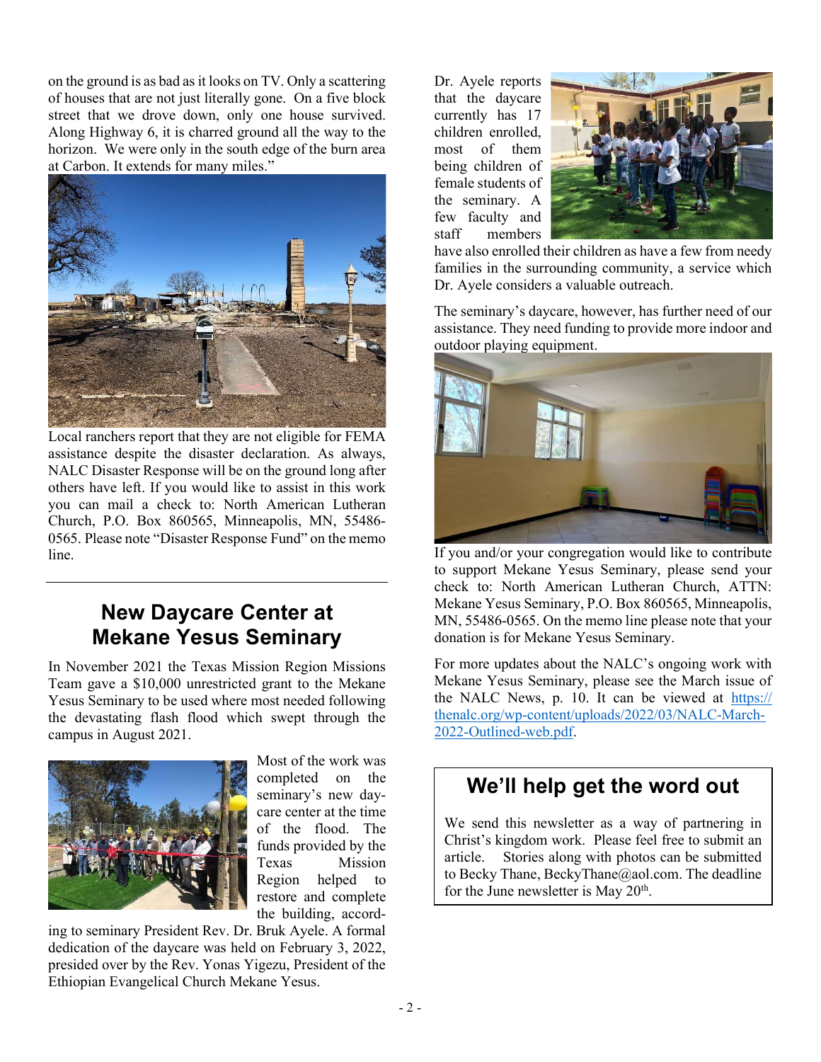on the ground is as bad as it looks on TV. Only a scattering of houses that are not just literally gone. On a five block street that we drove down, only one house survived. Along Highway 6, it is charred ground all the way to the horizon. We were only in the south edge of the burn area at Carbon. It extends for many miles."

Local ranchers report that they are not eligible for FEMA assistance despite the disaster declaration. As always, NALC Disaster Response will be on the ground long after others have left. If you would like to assist in this work you can mail a check to: North American Lutheran Church, P.O. Box 860565, Minneapolis, MN, 55486-0565. Please note "Disaster Response Fund" on the memo line.

## New Daycare Center at Mekane Yesus Seminary

In November 2021 the Texas Mission Region Missions Team gave a $10,000 unrestricted grant to the Mekane Yesus Seminary to be used where most needed following the devastating flash flood which swept through the campus in August 2021.

Most of the work was completed on the seminary's new daycare center at the time of the flood. The funds provided by the Texas Mission Region helped to restore and complete the building, according to seminary President Rev. Dr. Bruk Ayele. A formal dedication of the daycare was held on February 3, 2022, presided over by the Rev. Yonas Yigezu, President of the Ethiopian Evangelical Church Mekane Yesus.

Dr. Ayele reports that the daycare currently has 17 children enrolled, most of them being children of female students of the seminary. A few faculty and staff members have also enrolled their children as have a few from needy families in the surrounding community, a service which Dr. Ayele considers a valuable outreach.

The seminary's daycare, however, has further need of our assistance. They need funding to provide more indoor and outdoor playing equipment.

If you and/or your congregation would like to contribute to support Mekane Yesus Seminary, please send your check to: North American Lutheran Church, ATTN: Mekane Yesus Seminary, P.O. Box 860565, Minneapolis, MN, 55486-0565. On the memo line please note that your donation is for Mekane Yesus Seminary.

For more updates about the NALC's ongoing work with Mekane Yesus Seminary, please see the March issue of the NALC News, p. 10. It can be viewed at https://thenalc.org/wp-content/uploads/2022/03/NALC-March-2022-Outlined-web.pdf.

## We'll help get the word out

We send this newsletter as a way of partnering in Christ's kingdom work. Please feel free to submit an article. Stories along with photos can be submitted to Becky Thane, BeckyThane@aol.com. The deadline for the June newsletter is May 20th.